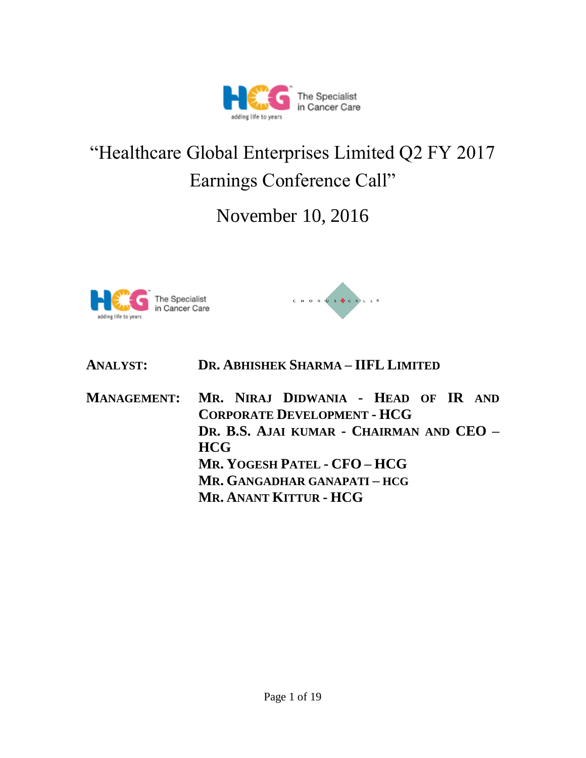# "Healthcare Global Enterprises Limited Q2 FY 2017 Earnings Conference Call"

## November 10, 2016

**ANALYST:** **DR. ABHISHEK SHARMA – IIFL LIMITED**

**MANAGEMENT:** **MR. NIRAJ DIDWANIA - HEAD OF IR AND CORPORATE DEVELOPMENT - HCG**
**DR. B.S. AJAI KUMAR - CHAIRMAN AND CEO – HCG**
**MR. YOGESH PATEL - CFO – HCG**
**MR. GANGADHAR GANAPATI – HCG**
**MR. ANANT KITTUR - HCG**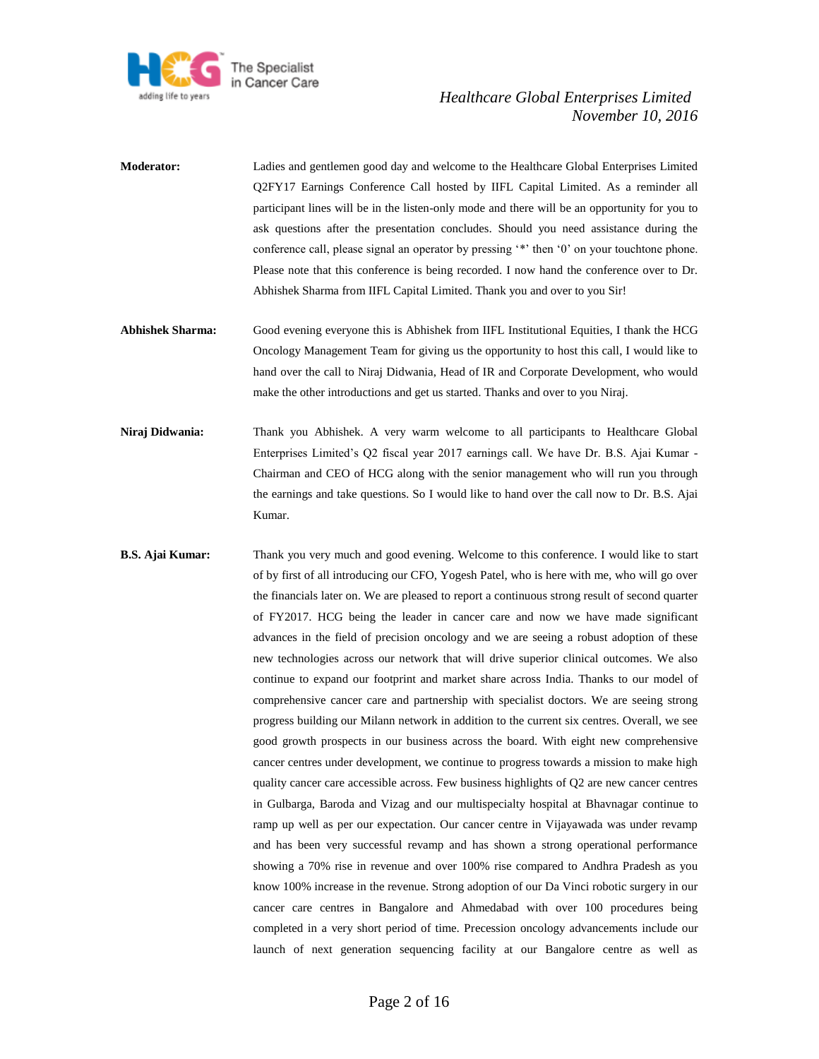**Moderator:** Ladies and gentlemen good day and welcome to the Healthcare Global Enterprises Limited Q2FY17 Earnings Conference Call hosted by IIFL Capital Limited. As a reminder all participant lines will be in the listen-only mode and there will be an opportunity for you to ask questions after the presentation concludes. Should you need assistance during the conference call, please signal an operator by pressing '*' then '0' on your touchtone phone. Please note that this conference is being recorded. I now hand the conference over to Dr. Abhishek Sharma from IIFL Capital Limited. Thank you and over to you Sir!

**Abhishek Sharma:** Good evening everyone this is Abhishek from IIFL Institutional Equities, I thank the HCG Oncology Management Team for giving us the opportunity to host this call, I would like to hand over the call to Niraj Didwania, Head of IR and Corporate Development, who would make the other introductions and get us started. Thanks and over to you Niraj.

**Niraj Didwania:** Thank you Abhishek. A very warm welcome to all participants to Healthcare Global Enterprises Limited's Q2 fiscal year 2017 earnings call. We have Dr. B.S. Ajai Kumar - Chairman and CEO of HCG along with the senior management who will run you through the earnings and take questions. So I would like to hand over the call now to Dr. B.S. Ajai Kumar.

**B.S. Ajai Kumar:** Thank you very much and good evening. Welcome to this conference. I would like to start of by first of all introducing our CFO, Yogesh Patel, who is here with me, who will go over the financials later on. We are pleased to report a continuous strong result of second quarter of FY2017. HCG being the leader in cancer care and now we have made significant advances in the field of precision oncology and we are seeing a robust adoption of these new technologies across our network that will drive superior clinical outcomes. We also continue to expand our footprint and market share across India. Thanks to our model of comprehensive cancer care and partnership with specialist doctors. We are seeing strong progress building our Milann network in addition to the current six centres. Overall, we see good growth prospects in our business across the board. With eight new comprehensive cancer centres under development, we continue to progress towards a mission to make high quality cancer care accessible across. Few business highlights of Q2 are new cancer centres in Gulbarga, Baroda and Vizag and our multispecialty hospital at Bhavnagar continue to ramp up well as per our expectation. Our cancer centre in Vijayawada was under revamp and has been very successful revamp and has shown a strong operational performance showing a 70% rise in revenue and over 100% rise compared to Andhra Pradesh as you know 100% increase in the revenue. Strong adoption of our Da Vinci robotic surgery in our cancer care centres in Bangalore and Ahmedabad with over 100 procedures being completed in a very short period of time. Precession oncology advancements include our launch of next generation sequencing facility at our Bangalore centre as well as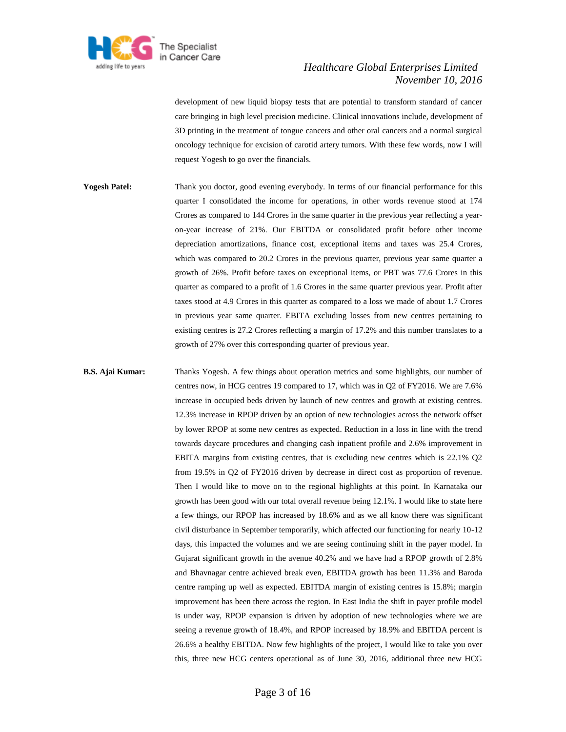development of new liquid biopsy tests that are potential to transform standard of cancer care bringing in high level precision medicine. Clinical innovations include, development of 3D printing in the treatment of tongue cancers and other oral cancers and a normal surgical oncology technique for excision of carotid artery tumors. With these few words, now I will request Yogesh to go over the financials.

**Yogesh Patel:** Thank you doctor, good evening everybody. In terms of our financial performance for this quarter I consolidated the income for operations, in other words revenue stood at 174 Crores as compared to 144 Crores in the same quarter in the previous year reflecting a year-on-year increase of 21%. Our EBITDA or consolidated profit before other income depreciation amortizations, finance cost, exceptional items and taxes was 25.4 Crores, which was compared to 20.2 Crores in the previous quarter, previous year same quarter a growth of 26%. Profit before taxes on exceptional items, or PBT was 77.6 Crores in this quarter as compared to a profit of 1.6 Crores in the same quarter previous year. Profit after taxes stood at 4.9 Crores in this quarter as compared to a loss we made of about 1.7 Crores in previous year same quarter. EBITA excluding losses from new centres pertaining to existing centres is 27.2 Crores reflecting a margin of 17.2% and this number translates to a growth of 27% over this corresponding quarter of previous year.

**B.S. Ajai Kumar:** Thanks Yogesh. A few things about operation metrics and some highlights, our number of centres now, in HCG centres 19 compared to 17, which was in Q2 of FY2016. We are 7.6% increase in occupied beds driven by launch of new centres and growth at existing centres. 12.3% increase in RPOP driven by an option of new technologies across the network offset by lower RPOP at some new centres as expected. Reduction in a loss in line with the trend towards daycare procedures and changing cash inpatient profile and 2.6% improvement in EBITA margins from existing centres, that is excluding new centres which is 22.1% Q2 from 19.5% in Q2 of FY2016 driven by decrease in direct cost as proportion of revenue. Then I would like to move on to the regional highlights at this point. In Karnataka our growth has been good with our total overall revenue being 12.1%. I would like to state here a few things, our RPOP has increased by 18.6% and as we all know there was significant civil disturbance in September temporarily, which affected our functioning for nearly 10-12 days, this impacted the volumes and we are seeing continuing shift in the payer model. In Gujarat significant growth in the avenue 40.2% and we have had a RPOP growth of 2.8% and Bhavnagar centre achieved break even, EBITDA growth has been 11.3% and Baroda centre ramping up well as expected. EBITDA margin of existing centres is 15.8%; margin improvement has been there across the region. In East India the shift in payer profile model is under way, RPOP expansion is driven by adoption of new technologies where we are seeing a revenue growth of 18.4%, and RPOP increased by 18.9% and EBITDA percent is 26.6% a healthy EBITDA. Now few highlights of the project, I would like to take you over this, three new HCG centers operational as of June 30, 2016, additional three new HCG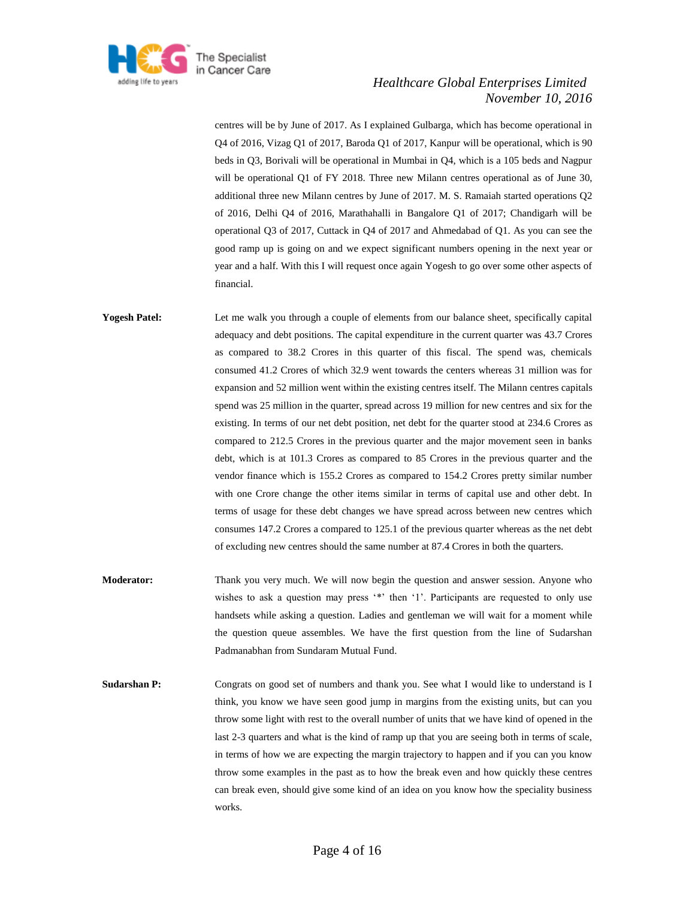centres will be by June of 2017. As I explained Gulbarga, which has become operational in Q4 of 2016, Vizag Q1 of 2017, Baroda Q1 of 2017, Kanpur will be operational, which is 90 beds in Q3, Borivali will be operational in Mumbai in Q4, which is a 105 beds and Nagpur will be operational Q1 of FY 2018. Three new Milann centres operational as of June 30, additional three new Milann centres by June of 2017. M. S. Ramaiah started operations Q2 of 2016, Delhi Q4 of 2016, Marathahalli in Bangalore Q1 of 2017; Chandigarh will be operational Q3 of 2017, Cuttack in Q4 of 2017 and Ahmedabad of Q1. As you can see the good ramp up is going on and we expect significant numbers opening in the next year or year and a half. With this I will request once again Yogesh to go over some other aspects of financial.

**Yogesh Patel:** Let me walk you through a couple of elements from our balance sheet, specifically capital adequacy and debt positions. The capital expenditure in the current quarter was 43.7 Crores as compared to 38.2 Crores in this quarter of this fiscal. The spend was, chemicals consumed 41.2 Crores of which 32.9 went towards the centers whereas 31 million was for expansion and 52 million went within the existing centres itself. The Milann centres capitals spend was 25 million in the quarter, spread across 19 million for new centres and six for the existing. In terms of our net debt position, net debt for the quarter stood at 234.6 Crores as compared to 212.5 Crores in the previous quarter and the major movement seen in banks debt, which is at 101.3 Crores as compared to 85 Crores in the previous quarter and the vendor finance which is 155.2 Crores as compared to 154.2 Crores pretty similar number with one Crore change the other items similar in terms of capital use and other debt. In terms of usage for these debt changes we have spread across between new centres which consumes 147.2 Crores a compared to 125.1 of the previous quarter whereas as the net debt of excluding new centres should the same number at 87.4 Crores in both the quarters.

**Moderator:** Thank you very much. We will now begin the question and answer session. Anyone who wishes to ask a question may press '*' then '1'. Participants are requested to only use handsets while asking a question. Ladies and gentleman we will wait for a moment while the question queue assembles. We have the first question from the line of Sudarshan Padmanabhan from Sundaram Mutual Fund.

**Sudarshan P:** Congrats on good set of numbers and thank you. See what I would like to understand is I think, you know we have seen good jump in margins from the existing units, but can you throw some light with rest to the overall number of units that we have kind of opened in the last 2-3 quarters and what is the kind of ramp up that you are seeing both in terms of scale, in terms of how we are expecting the margin trajectory to happen and if you can you know throw some examples in the past as to how the break even and how quickly these centres can break even, should give some kind of an idea on you know how the speciality business works.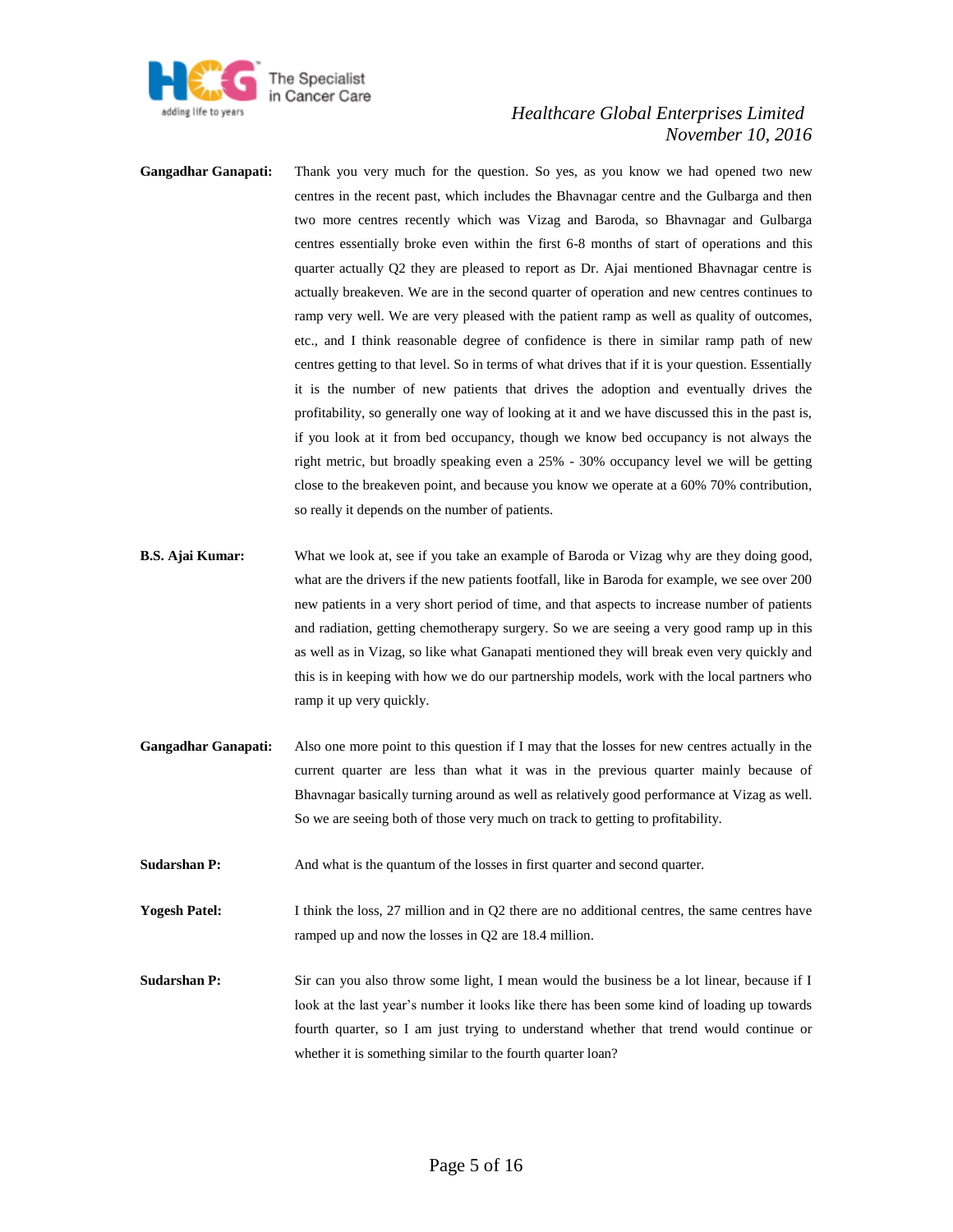**Gangadhar Ganapati:** Thank you very much for the question. So yes, as you know we had opened two new centres in the recent past, which includes the Bhavnagar centre and the Gulbarga and then two more centres recently which was Vizag and Baroda, so Bhavnagar and Gulbarga centres essentially broke even within the first 6-8 months of start of operations and this quarter actually Q2 they are pleased to report as Dr. Ajai mentioned Bhavnagar centre is actually breakeven. We are in the second quarter of operation and new centres continues to ramp very well. We are very pleased with the patient ramp as well as quality of outcomes, etc., and I think reasonable degree of confidence is there in similar ramp path of new centres getting to that level. So in terms of what drives that if it is your question. Essentially it is the number of new patients that drives the adoption and eventually drives the profitability, so generally one way of looking at it and we have discussed this in the past is, if you look at it from bed occupancy, though we know bed occupancy is not always the right metric, but broadly speaking even a 25% - 30% occupancy level we will be getting close to the breakeven point, and because you know we operate at a 60% 70% contribution, so really it depends on the number of patients.

**B.S. Ajai Kumar:** What we look at, see if you take an example of Baroda or Vizag why are they doing good, what are the drivers if the new patients footfall, like in Baroda for example, we see over 200 new patients in a very short period of time, and that aspects to increase number of patients and radiation, getting chemotherapy surgery. So we are seeing a very good ramp up in this as well as in Vizag, so like what Ganapati mentioned they will break even very quickly and this is in keeping with how we do our partnership models, work with the local partners who ramp it up very quickly.

**Gangadhar Ganapati:** Also one more point to this question if I may that the losses for new centres actually in the current quarter are less than what it was in the previous quarter mainly because of Bhavnagar basically turning around as well as relatively good performance at Vizag as well. So we are seeing both of those very much on track to getting to profitability.

**Sudarshan P:** And what is the quantum of the losses in first quarter and second quarter.

**Yogesh Patel:** I think the loss, 27 million and in Q2 there are no additional centres, the same centres have ramped up and now the losses in Q2 are 18.4 million.

**Sudarshan P:** Sir can you also throw some light, I mean would the business be a lot linear, because if I look at the last year's number it looks like there has been some kind of loading up towards fourth quarter, so I am just trying to understand whether that trend would continue or whether it is something similar to the fourth quarter loan?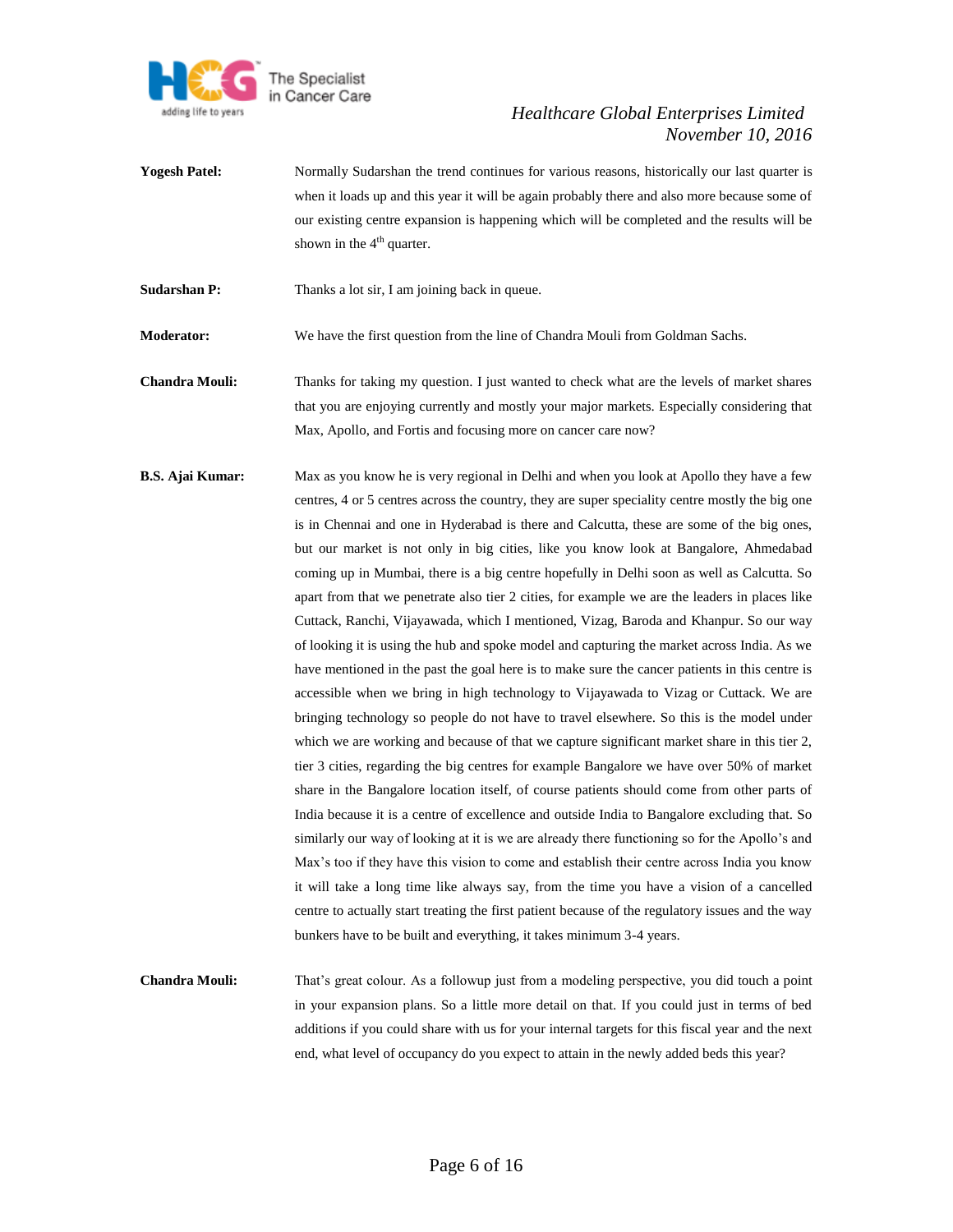**Yogesh Patel:** Normally Sudarshan the trend continues for various reasons, historically our last quarter is when it loads up and this year it will be again probably there and also more because some of our existing centre expansion is happening which will be completed and the results will be shown in the 4th quarter.

**Sudarshan P:** Thanks a lot sir, I am joining back in queue.

**Moderator:** We have the first question from the line of Chandra Mouli from Goldman Sachs.

**Chandra Mouli:** Thanks for taking my question. I just wanted to check what are the levels of market shares that you are enjoying currently and mostly your major markets. Especially considering that Max, Apollo, and Fortis and focusing more on cancer care now?

**B.S. Ajai Kumar:** Max as you know he is very regional in Delhi and when you look at Apollo they have a few centres, 4 or 5 centres across the country, they are super speciality centre mostly the big one is in Chennai and one in Hyderabad is there and Calcutta, these are some of the big ones, but our market is not only in big cities, like you know look at Bangalore, Ahmedabad coming up in Mumbai, there is a big centre hopefully in Delhi soon as well as Calcutta. So apart from that we penetrate also tier 2 cities, for example we are the leaders in places like Cuttack, Ranchi, Vijayawada, which I mentioned, Vizag, Baroda and Khanpur. So our way of looking it is using the hub and spoke model and capturing the market across India. As we have mentioned in the past the goal here is to make sure the cancer patients in this centre is accessible when we bring in high technology to Vijayawada to Vizag or Cuttack. We are bringing technology so people do not have to travel elsewhere. So this is the model under which we are working and because of that we capture significant market share in this tier 2, tier 3 cities, regarding the big centres for example Bangalore we have over 50% of market share in the Bangalore location itself, of course patients should come from other parts of India because it is a centre of excellence and outside India to Bangalore excluding that. So similarly our way of looking at it is we are already there functioning so for the Apollo's and Max's too if they have this vision to come and establish their centre across India you know it will take a long time like always say, from the time you have a vision of a cancelled centre to actually start treating the first patient because of the regulatory issues and the way bunkers have to be built and everything, it takes minimum 3-4 years.

**Chandra Mouli:** That's great colour. As a followup just from a modeling perspective, you did touch a point in your expansion plans. So a little more detail on that. If you could just in terms of bed additions if you could share with us for your internal targets for this fiscal year and the next end, what level of occupancy do you expect to attain in the newly added beds this year?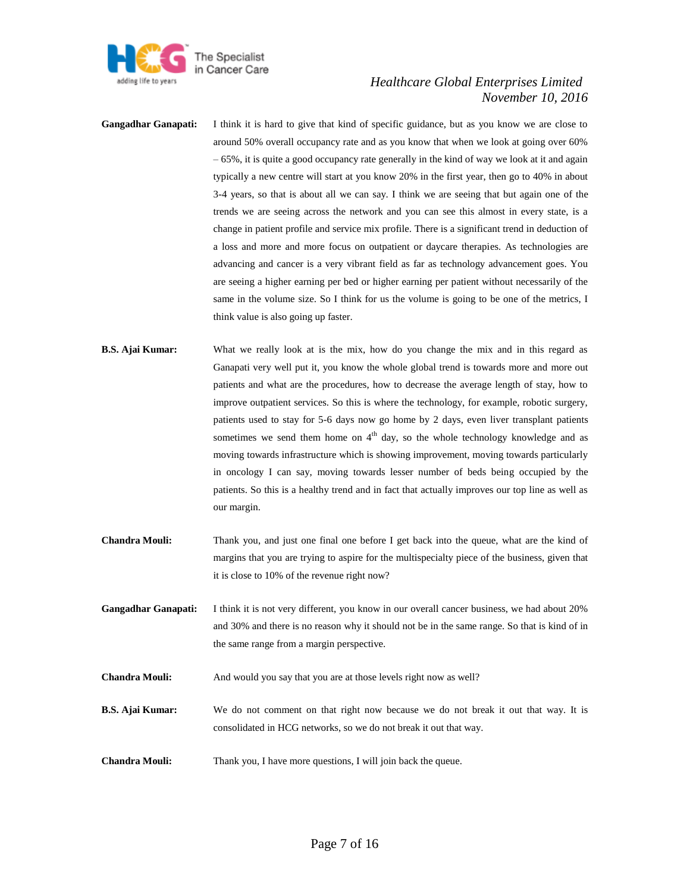**Gangadhar Ganapati:** I think it is hard to give that kind of specific guidance, but as you know we are close to around 50% overall occupancy rate and as you know that when we look at going over 60% – 65%, it is quite a good occupancy rate generally in the kind of way we look at it and again typically a new centre will start at you know 20% in the first year, then go to 40% in about 3-4 years, so that is about all we can say. I think we are seeing that but again one of the trends we are seeing across the network and you can see this almost in every state, is a change in patient profile and service mix profile. There is a significant trend in deduction of a loss and more and more focus on outpatient or daycare therapies. As technologies are advancing and cancer is a very vibrant field as far as technology advancement goes. You are seeing a higher earning per bed or higher earning per patient without necessarily of the same in the volume size. So I think for us the volume is going to be one of the metrics, I think value is also going up faster.

**B.S. Ajai Kumar:** What we really look at is the mix, how do you change the mix and in this regard as Ganapati very well put it, you know the whole global trend is towards more and more out patients and what are the procedures, how to decrease the average length of stay, how to improve outpatient services. So this is where the technology, for example, robotic surgery, patients used to stay for 5-6 days now go home by 2 days, even liver transplant patients sometimes we send them home on 4th day, so the whole technology knowledge and as moving towards infrastructure which is showing improvement, moving towards particularly in oncology I can say, moving towards lesser number of beds being occupied by the patients. So this is a healthy trend and in fact that actually improves our top line as well as our margin.

**Chandra Mouli:** Thank you, and just one final one before I get back into the queue, what are the kind of margins that you are trying to aspire for the multispecialty piece of the business, given that it is close to 10% of the revenue right now?

**Gangadhar Ganapati:** I think it is not very different, you know in our overall cancer business, we had about 20% and 30% and there is no reason why it should not be in the same range. So that is kind of in the same range from a margin perspective.

**Chandra Mouli:** And would you say that you are at those levels right now as well?

**B.S. Ajai Kumar:** We do not comment on that right now because we do not break it out that way. It is consolidated in HCG networks, so we do not break it out that way.

**Chandra Mouli:** Thank you, I have more questions, I will join back the queue.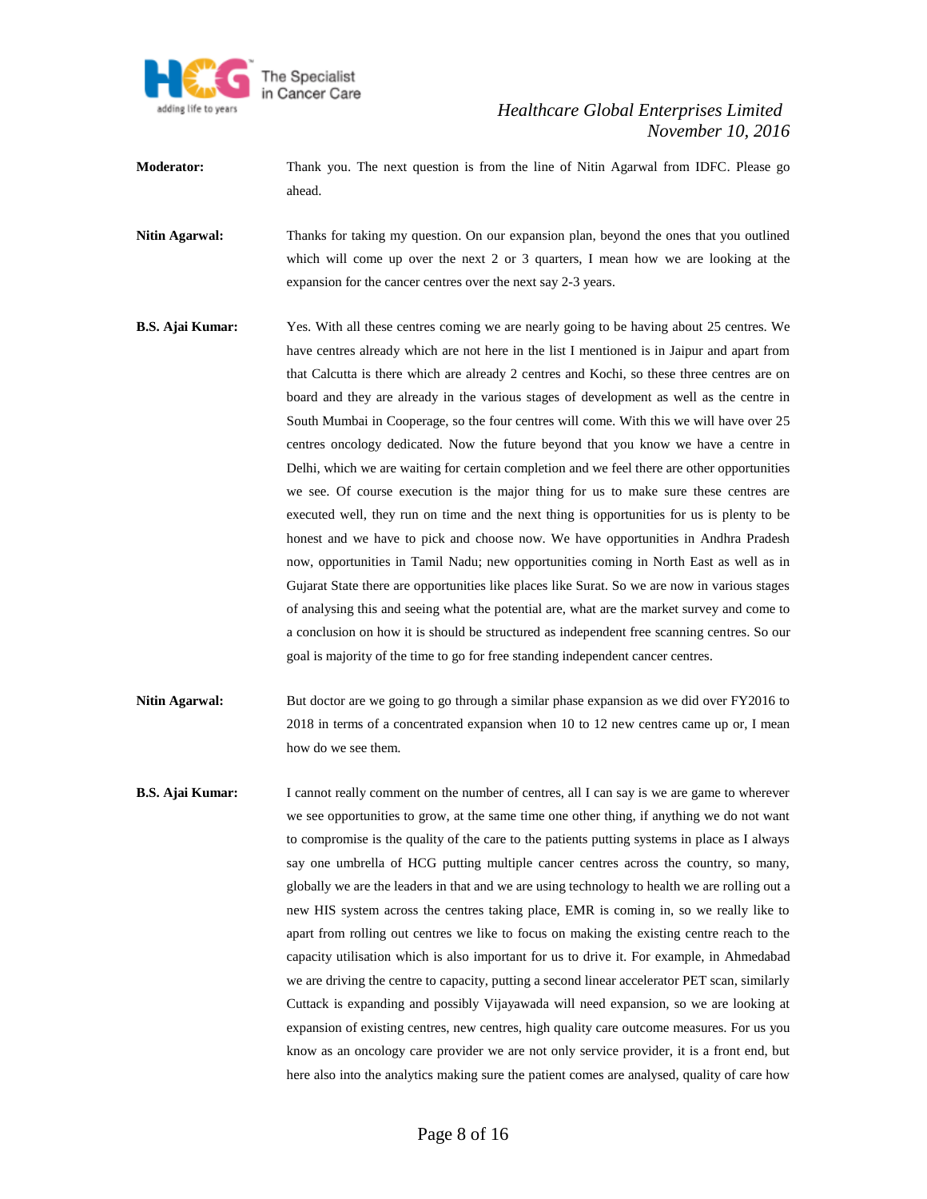**Moderator:** Thank you. The next question is from the line of Nitin Agarwal from IDFC. Please go ahead.

**Nitin Agarwal:** Thanks for taking my question. On our expansion plan, beyond the ones that you outlined which will come up over the next 2 or 3 quarters, I mean how we are looking at the expansion for the cancer centres over the next say 2-3 years.

**B.S. Ajai Kumar:** Yes. With all these centres coming we are nearly going to be having about 25 centres. We have centres already which are not here in the list I mentioned is in Jaipur and apart from that Calcutta is there which are already 2 centres and Kochi, so these three centres are on board and they are already in the various stages of development as well as the centre in South Mumbai in Cooperage, so the four centres will come. With this we will have over 25 centres oncology dedicated. Now the future beyond that you know we have a centre in Delhi, which we are waiting for certain completion and we feel there are other opportunities we see. Of course execution is the major thing for us to make sure these centres are executed well, they run on time and the next thing is opportunities for us is plenty to be honest and we have to pick and choose now. We have opportunities in Andhra Pradesh now, opportunities in Tamil Nadu; new opportunities coming in North East as well as in Gujarat State there are opportunities like places like Surat. So we are now in various stages of analysing this and seeing what the potential are, what are the market survey and come to a conclusion on how it is should be structured as independent free scanning centres. So our goal is majority of the time to go for free standing independent cancer centres.

**Nitin Agarwal:** But doctor are we going to go through a similar phase expansion as we did over FY2016 to 2018 in terms of a concentrated expansion when 10 to 12 new centres came up or, I mean how do we see them.

**B.S. Ajai Kumar:** I cannot really comment on the number of centres, all I can say is we are game to wherever we see opportunities to grow, at the same time one other thing, if anything we do not want to compromise is the quality of the care to the patients putting systems in place as I always say one umbrella of HCG putting multiple cancer centres across the country, so many, globally we are the leaders in that and we are using technology to health we are rolling out a new HIS system across the centres taking place, EMR is coming in, so we really like to apart from rolling out centres we like to focus on making the existing centre reach to the capacity utilisation which is also important for us to drive it. For example, in Ahmedabad we are driving the centre to capacity, putting a second linear accelerator PET scan, similarly Cuttack is expanding and possibly Vijayawada will need expansion, so we are looking at expansion of existing centres, new centres, high quality care outcome measures. For us you know as an oncology care provider we are not only service provider, it is a front end, but here also into the analytics making sure the patient comes are analysed, quality of care how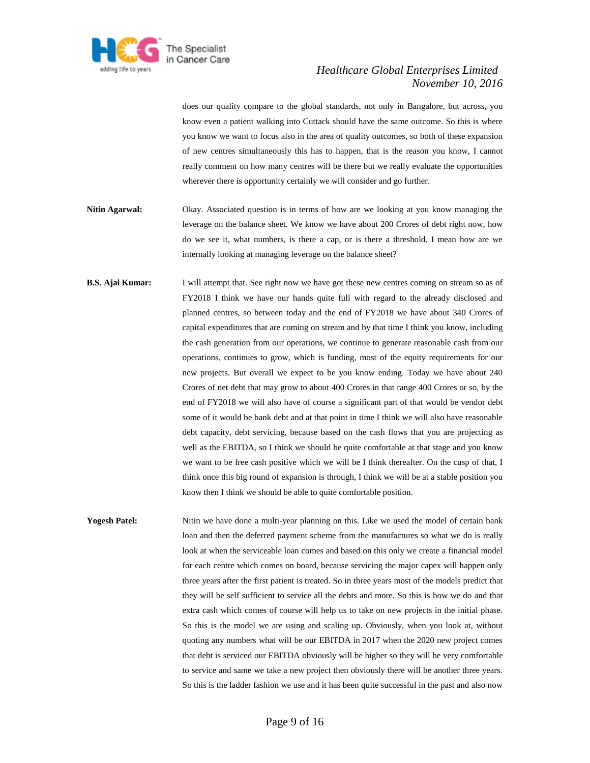does our quality compare to the global standards, not only in Bangalore, but across, you know even a patient walking into Cuttack should have the same outcome. So this is where you know we want to focus also in the area of quality outcomes, so both of these expansion of new centres simultaneously this has to happen, that is the reason you know, I cannot really comment on how many centres will be there but we really evaluate the opportunities wherever there is opportunity certainly we will consider and go further.

**Nitin Agarwal:** Okay. Associated question is in terms of how are we looking at you know managing the leverage on the balance sheet. We know we have about 200 Crores of debt right now, how do we see it, what numbers, is there a cap, or is there a threshold, I mean how are we internally looking at managing leverage on the balance sheet?

**B.S. Ajai Kumar:** I will attempt that. See right now we have got these new centres coming on stream so as of FY2018 I think we have our hands quite full with regard to the already disclosed and planned centres, so between today and the end of FY2018 we have about 340 Crores of capital expenditures that are coming on stream and by that time I think you know, including the cash generation from our operations, we continue to generate reasonable cash from our operations, continues to grow, which is funding, most of the equity requirements for our new projects. But overall we expect to be you know ending. Today we have about 240 Crores of net debt that may grow to about 400 Crores in that range 400 Crores or so, by the end of FY2018 we will also have of course a significant part of that would be vendor debt some of it would be bank debt and at that point in time I think we will also have reasonable debt capacity, debt servicing, because based on the cash flows that you are projecting as well as the EBITDA, so I think we should be quite comfortable at that stage and you know we want to be free cash positive which we will be I think thereafter. On the cusp of that, I think once this big round of expansion is through, I think we will be at a stable position you know then I think we should be able to quite comfortable position.

**Yogesh Patel:** Nitin we have done a multi-year planning on this. Like we used the model of certain bank loan and then the deferred payment scheme from the manufactures so what we do is really look at when the serviceable loan comes and based on this only we create a financial model for each centre which comes on board, because servicing the major capex will happen only three years after the first patient is treated. So in three years most of the models predict that they will be self sufficient to service all the debts and more. So this is how we do and that extra cash which comes of course will help us to take on new projects in the initial phase. So this is the model we are using and scaling up. Obviously, when you look at, without quoting any numbers what will be our EBITDA in 2017 when the 2020 new project comes that debt is serviced our EBITDA obviously will be higher so they will be very comfortable to service and same we take a new project then obviously there will be another three years. So this is the ladder fashion we use and it has been quite successful in the past and also now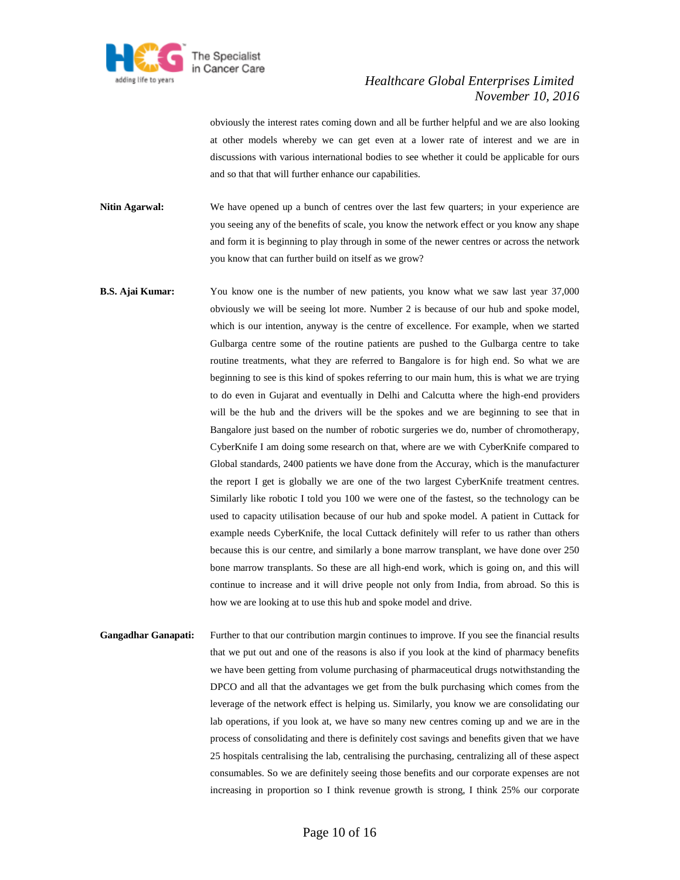obviously the interest rates coming down and all be further helpful and we are also looking at other models whereby we can get even at a lower rate of interest and we are in discussions with various international bodies to see whether it could be applicable for ours and so that that will further enhance our capabilities.

**Nitin Agarwal:** We have opened up a bunch of centres over the last few quarters; in your experience are you seeing any of the benefits of scale, you know the network effect or you know any shape and form it is beginning to play through in some of the newer centres or across the network you know that can further build on itself as we grow?

**B.S. Ajai Kumar:** You know one is the number of new patients, you know what we saw last year 37,000 obviously we will be seeing lot more. Number 2 is because of our hub and spoke model, which is our intention, anyway is the centre of excellence. For example, when we started Gulbarga centre some of the routine patients are pushed to the Gulbarga centre to take routine treatments, what they are referred to Bangalore is for high end. So what we are beginning to see is this kind of spokes referring to our main hum, this is what we are trying to do even in Gujarat and eventually in Delhi and Calcutta where the high-end providers will be the hub and the drivers will be the spokes and we are beginning to see that in Bangalore just based on the number of robotic surgeries we do, number of chromotherapy, CyberKnife I am doing some research on that, where are we with CyberKnife compared to Global standards, 2400 patients we have done from the Accuray, which is the manufacturer the report I get is globally we are one of the two largest CyberKnife treatment centres. Similarly like robotic I told you 100 we were one of the fastest, so the technology can be used to capacity utilisation because of our hub and spoke model. A patient in Cuttack for example needs CyberKnife, the local Cuttack definitely will refer to us rather than others because this is our centre, and similarly a bone marrow transplant, we have done over 250 bone marrow transplants. So these are all high-end work, which is going on, and this will continue to increase and it will drive people not only from India, from abroad. So this is how we are looking at to use this hub and spoke model and drive.

**Gangadhar Ganapati:** Further to that our contribution margin continues to improve. If you see the financial results that we put out and one of the reasons is also if you look at the kind of pharmacy benefits we have been getting from volume purchasing of pharmaceutical drugs notwithstanding the DPCO and all that the advantages we get from the bulk purchasing which comes from the leverage of the network effect is helping us. Similarly, you know we are consolidating our lab operations, if you look at, we have so many new centres coming up and we are in the process of consolidating and there is definitely cost savings and benefits given that we have 25 hospitals centralising the lab, centralising the purchasing, centralizing all of these aspect consumables. So we are definitely seeing those benefits and our corporate expenses are not increasing in proportion so I think revenue growth is strong, I think 25% our corporate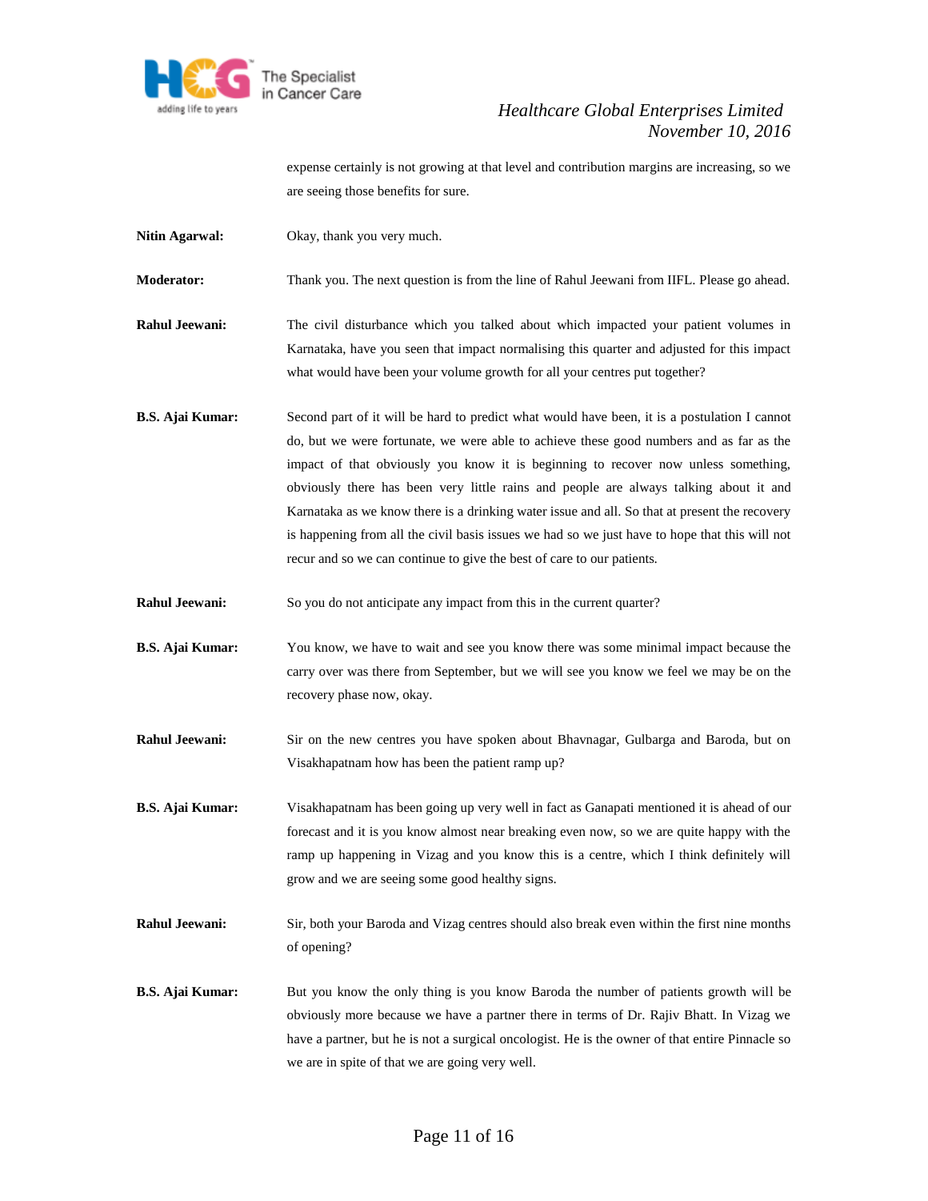expense certainly is not growing at that level and contribution margins are increasing, so we are seeing those benefits for sure.

**Nitin Agarwal:** Okay, thank you very much.

**Moderator:** Thank you. The next question is from the line of Rahul Jeewani from IIFL. Please go ahead.

**Rahul Jeewani:** The civil disturbance which you talked about which impacted your patient volumes in Karnataka, have you seen that impact normalising this quarter and adjusted for this impact what would have been your volume growth for all your centres put together?

**B.S. Ajai Kumar:** Second part of it will be hard to predict what would have been, it is a postulation I cannot do, but we were fortunate, we were able to achieve these good numbers and as far as the impact of that obviously you know it is beginning to recover now unless something, obviously there has been very little rains and people are always talking about it and Karnataka as we know there is a drinking water issue and all. So that at present the recovery is happening from all the civil basis issues we had so we just have to hope that this will not recur and so we can continue to give the best of care to our patients.

**Rahul Jeewani:** So you do not anticipate any impact from this in the current quarter?

**B.S. Ajai Kumar:** You know, we have to wait and see you know there was some minimal impact because the carry over was there from September, but we will see you know we feel we may be on the recovery phase now, okay.

**Rahul Jeewani:** Sir on the new centres you have spoken about Bhavnagar, Gulbarga and Baroda, but on Visakhapatnam how has been the patient ramp up?

**B.S. Ajai Kumar:** Visakhapatnam has been going up very well in fact as Ganapati mentioned it is ahead of our forecast and it is you know almost near breaking even now, so we are quite happy with the ramp up happening in Vizag and you know this is a centre, which I think definitely will grow and we are seeing some good healthy signs.

**Rahul Jeewani:** Sir, both your Baroda and Vizag centres should also break even within the first nine months of opening?

**B.S. Ajai Kumar:** But you know the only thing is you know Baroda the number of patients growth will be obviously more because we have a partner there in terms of Dr. Rajiv Bhatt. In Vizag we have a partner, but he is not a surgical oncologist. He is the owner of that entire Pinnacle so we are in spite of that we are going very well.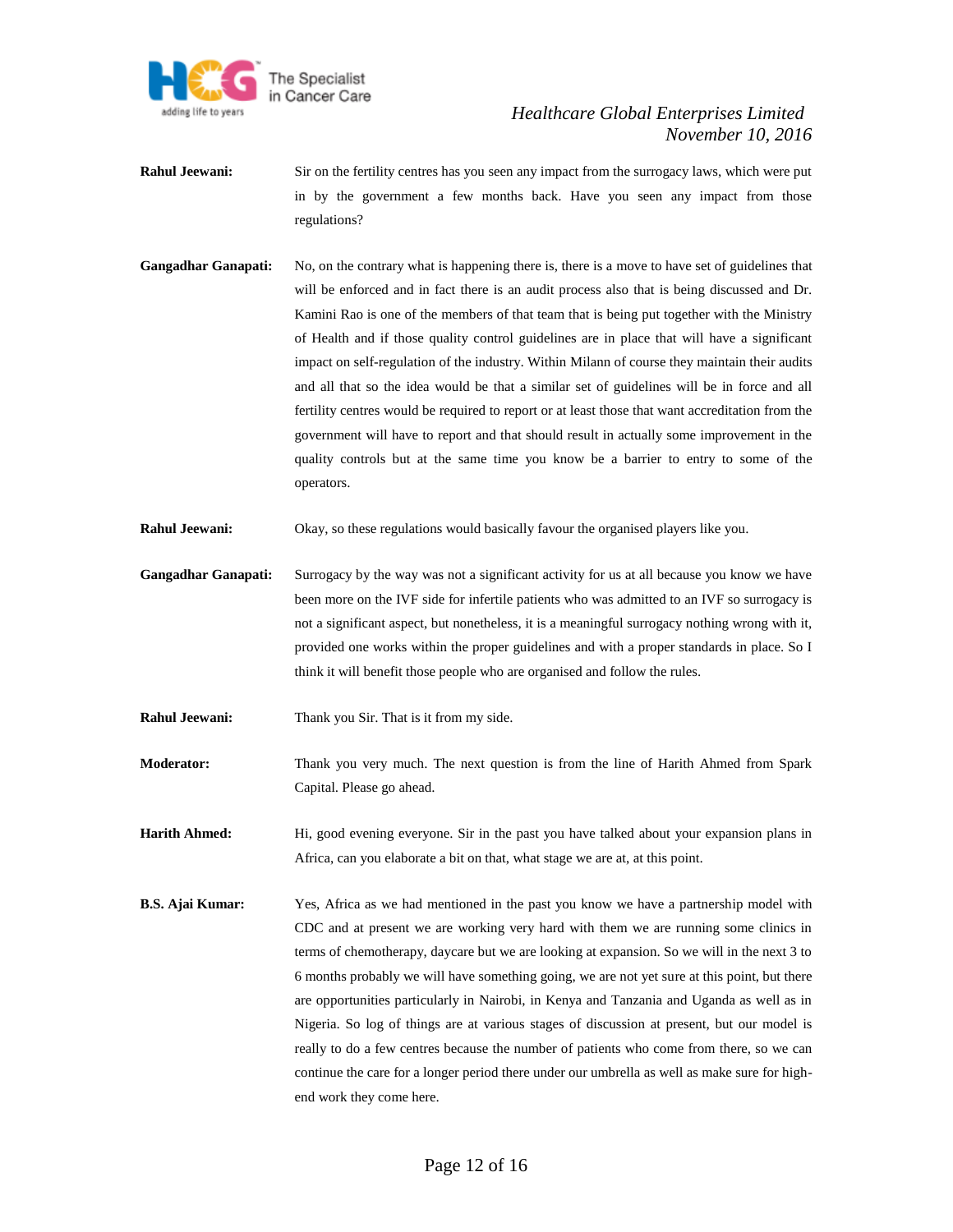**Rahul Jeewani:** Sir on the fertility centres has you seen any impact from the surrogacy laws, which were put in by the government a few months back. Have you seen any impact from those regulations?

**Gangadhar Ganapati:** No, on the contrary what is happening there is, there is a move to have set of guidelines that will be enforced and in fact there is an audit process also that is being discussed and Dr. Kamini Rao is one of the members of that team that is being put together with the Ministry of Health and if those quality control guidelines are in place that will have a significant impact on self-regulation of the industry. Within Milann of course they maintain their audits and all that so the idea would be that a similar set of guidelines will be in force and all fertility centres would be required to report or at least those that want accreditation from the government will have to report and that should result in actually some improvement in the quality controls but at the same time you know be a barrier to entry to some of the operators.

**Rahul Jeewani:** Okay, so these regulations would basically favour the organised players like you.

**Gangadhar Ganapati:** Surrogacy by the way was not a significant activity for us at all because you know we have been more on the IVF side for infertile patients who was admitted to an IVF so surrogacy is not a significant aspect, but nonetheless, it is a meaningful surrogacy nothing wrong with it, provided one works within the proper guidelines and with a proper standards in place. So I think it will benefit those people who are organised and follow the rules.

**Rahul Jeewani:** Thank you Sir. That is it from my side.

**Moderator:** Thank you very much. The next question is from the line of Harith Ahmed from Spark Capital. Please go ahead.

**Harith Ahmed:** Hi, good evening everyone. Sir in the past you have talked about your expansion plans in Africa, can you elaborate a bit on that, what stage we are at, at this point.

**B.S. Ajai Kumar:** Yes, Africa as we had mentioned in the past you know we have a partnership model with CDC and at present we are working very hard with them we are running some clinics in terms of chemotherapy, daycare but we are looking at expansion. So we will in the next 3 to 6 months probably we will have something going, we are not yet sure at this point, but there are opportunities particularly in Nairobi, in Kenya and Tanzania and Uganda as well as in Nigeria. So log of things are at various stages of discussion at present, but our model is really to do a few centres because the number of patients who come from there, so we can continue the care for a longer period there under our umbrella as well as make sure for high-end work they come here.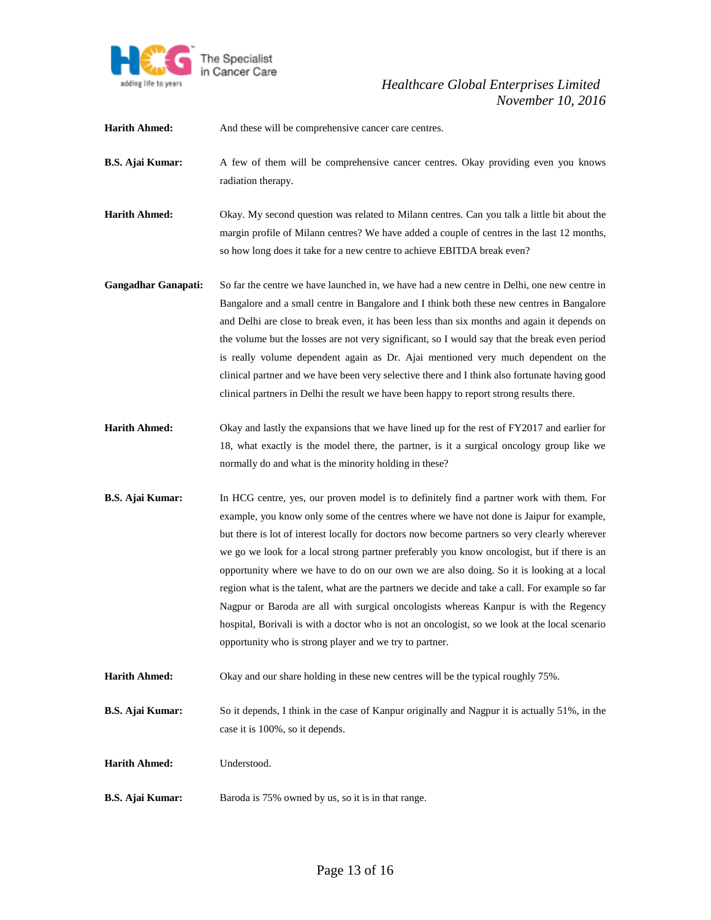**Harith Ahmed:** And these will be comprehensive cancer care centres.

**B.S. Ajai Kumar:** A few of them will be comprehensive cancer centres. Okay providing even you knows radiation therapy.

**Harith Ahmed:** Okay. My second question was related to Milann centres. Can you talk a little bit about the margin profile of Milann centres? We have added a couple of centres in the last 12 months, so how long does it take for a new centre to achieve EBITDA break even?

**Gangadhar Ganapati:** So far the centre we have launched in, we have had a new centre in Delhi, one new centre in Bangalore and a small centre in Bangalore and I think both these new centres in Bangalore and Delhi are close to break even, it has been less than six months and again it depends on the volume but the losses are not very significant, so I would say that the break even period is really volume dependent again as Dr. Ajai mentioned very much dependent on the clinical partner and we have been very selective there and I think also fortunate having good clinical partners in Delhi the result we have been happy to report strong results there.

**Harith Ahmed:** Okay and lastly the expansions that we have lined up for the rest of FY2017 and earlier for 18, what exactly is the model there, the partner, is it a surgical oncology group like we normally do and what is the minority holding in these?

**B.S. Ajai Kumar:** In HCG centre, yes, our proven model is to definitely find a partner work with them. For example, you know only some of the centres where we have not done is Jaipur for example, but there is lot of interest locally for doctors now become partners so very clearly wherever we go we look for a local strong partner preferably you know oncologist, but if there is an opportunity where we have to do on our own we are also doing. So it is looking at a local region what is the talent, what are the partners we decide and take a call. For example so far Nagpur or Baroda are all with surgical oncologists whereas Kanpur is with the Regency hospital, Borivali is with a doctor who is not an oncologist, so we look at the local scenario opportunity who is strong player and we try to partner.

**Harith Ahmed:** Okay and our share holding in these new centres will be the typical roughly 75%.

**B.S. Ajai Kumar:** So it depends, I think in the case of Kanpur originally and Nagpur it is actually 51%, in the case it is 100%, so it depends.

**Harith Ahmed:** Understood.

**B.S. Ajai Kumar:** Baroda is 75% owned by us, so it is in that range.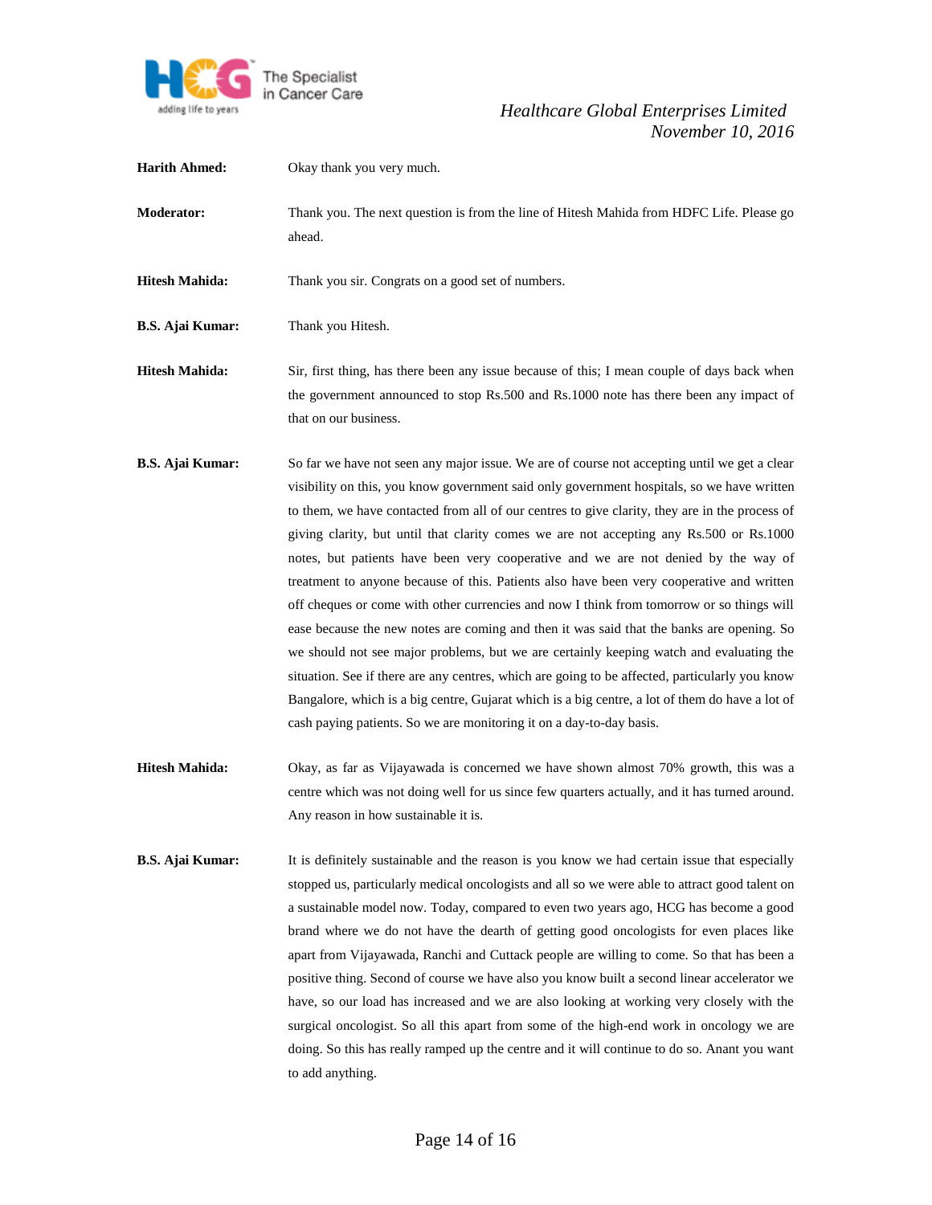**Harith Ahmed:** Okay thank you very much.

**Moderator:** Thank you. The next question is from the line of Hitesh Mahida from HDFC Life. Please go ahead.

**Hitesh Mahida:** Thank you sir. Congrats on a good set of numbers.

**B.S. Ajai Kumar:** Thank you Hitesh.

**Hitesh Mahida:** Sir, first thing, has there been any issue because of this; I mean couple of days back when the government announced to stop Rs.500 and Rs.1000 note has there been any impact of that on our business.

**B.S. Ajai Kumar:** So far we have not seen any major issue. We are of course not accepting until we get a clear visibility on this, you know government said only government hospitals, so we have written to them, we have contacted from all of our centres to give clarity, they are in the process of giving clarity, but until that clarity comes we are not accepting any Rs.500 or Rs.1000 notes, but patients have been very cooperative and we are not denied by the way of treatment to anyone because of this. Patients also have been very cooperative and written off cheques or come with other currencies and now I think from tomorrow or so things will ease because the new notes are coming and then it was said that the banks are opening. So we should not see major problems, but we are certainly keeping watch and evaluating the situation. See if there are any centres, which are going to be affected, particularly you know Bangalore, which is a big centre, Gujarat which is a big centre, a lot of them do have a lot of cash paying patients. So we are monitoring it on a day-to-day basis.

**Hitesh Mahida:** Okay, as far as Vijayawada is concerned we have shown almost 70% growth, this was a centre which was not doing well for us since few quarters actually, and it has turned around. Any reason in how sustainable it is.

**B.S. Ajai Kumar:** It is definitely sustainable and the reason is you know we had certain issue that especially stopped us, particularly medical oncologists and all so we were able to attract good talent on a sustainable model now. Today, compared to even two years ago, HCG has become a good brand where we do not have the dearth of getting good oncologists for even places like apart from Vijayawada, Ranchi and Cuttack people are willing to come. So that has been a positive thing. Second of course we have also you know built a second linear accelerator we have, so our load has increased and we are also looking at working very closely with the surgical oncologist. So all this apart from some of the high-end work in oncology we are doing. So this has really ramped up the centre and it will continue to do so. Anant you want to add anything.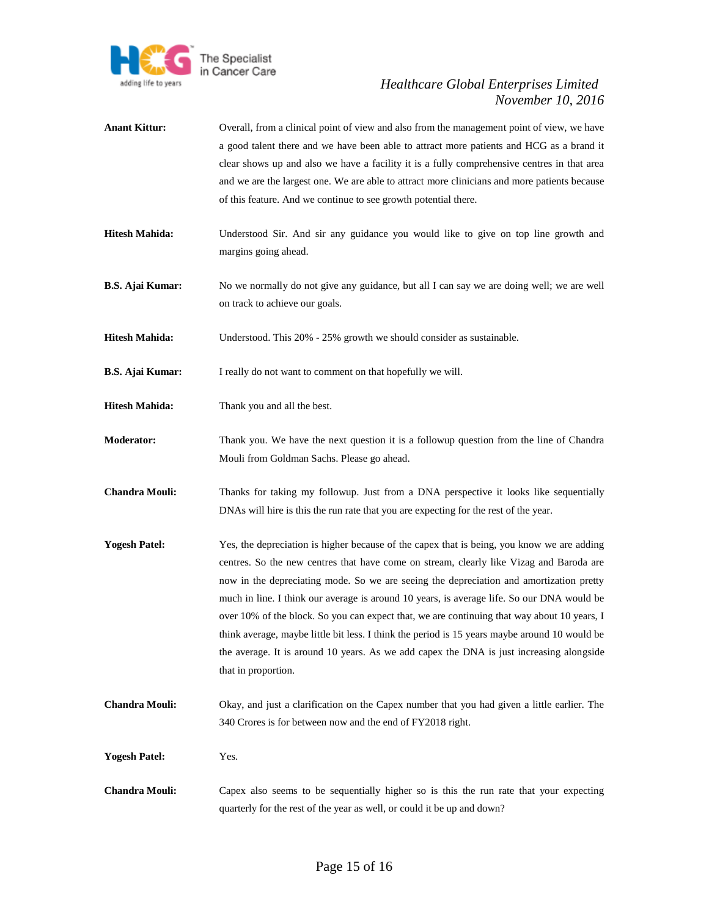**Anant Kittur:** Overall, from a clinical point of view and also from the management point of view, we have a good talent there and we have been able to attract more patients and HCG as a brand it clear shows up and also we have a facility it is a fully comprehensive centres in that area and we are the largest one. We are able to attract more clinicians and more patients because of this feature. And we continue to see growth potential there.

**Hitesh Mahida:** Understood Sir. And sir any guidance you would like to give on top line growth and margins going ahead.

**B.S. Ajai Kumar:** No we normally do not give any guidance, but all I can say we are doing well; we are well on track to achieve our goals.

**Hitesh Mahida:** Understood. This 20% - 25% growth we should consider as sustainable.

**B.S. Ajai Kumar:** I really do not want to comment on that hopefully we will.

**Hitesh Mahida:** Thank you and all the best.

**Moderator:** Thank you. We have the next question it is a followup question from the line of Chandra Mouli from Goldman Sachs. Please go ahead.

**Chandra Mouli:** Thanks for taking my followup. Just from a DNA perspective it looks like sequentially DNAs will hire is this the run rate that you are expecting for the rest of the year.

**Yogesh Patel:** Yes, the depreciation is higher because of the capex that is being, you know we are adding centres. So the new centres that have come on stream, clearly like Vizag and Baroda are now in the depreciating mode. So we are seeing the depreciation and amortization pretty much in line. I think our average is around 10 years, is average life. So our DNA would be over 10% of the block. So you can expect that, we are continuing that way about 10 years, I think average, maybe little bit less. I think the period is 15 years maybe around 10 would be the average. It is around 10 years. As we add capex the DNA is just increasing alongside that in proportion.

**Chandra Mouli:** Okay, and just a clarification on the Capex number that you had given a little earlier. The 340 Crores is for between now and the end of FY2018 right.

**Yogesh Patel:** Yes.

**Chandra Mouli:** Capex also seems to be sequentially higher so is this the run rate that your expecting quarterly for the rest of the year as well, or could it be up and down?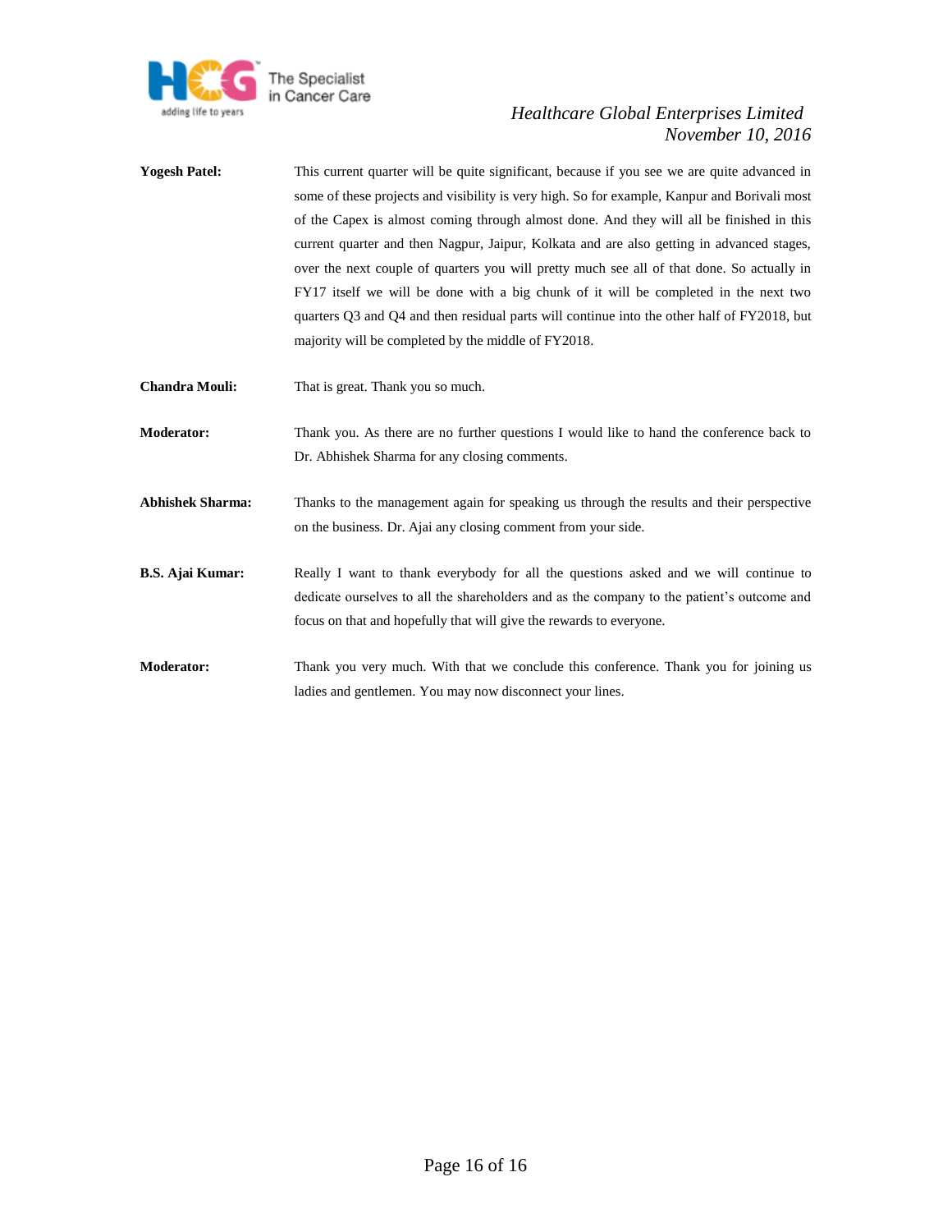**Yogesh Patel:** This current quarter will be quite significant, because if you see we are quite advanced in some of these projects and visibility is very high. So for example, Kanpur and Borivali most of the Capex is almost coming through almost done. And they will all be finished in this current quarter and then Nagpur, Jaipur, Kolkata and are also getting in advanced stages, over the next couple of quarters you will pretty much see all of that done. So actually in FY17 itself we will be done with a big chunk of it will be completed in the next two quarters Q3 and Q4 and then residual parts will continue into the other half of FY2018, but majority will be completed by the middle of FY2018.

**Chandra Mouli:** That is great. Thank you so much.

**Moderator:** Thank you. As there are no further questions I would like to hand the conference back to Dr. Abhishek Sharma for any closing comments.

**Abhishek Sharma:** Thanks to the management again for speaking us through the results and their perspective on the business. Dr. Ajai any closing comment from your side.

**B.S. Ajai Kumar:** Really I want to thank everybody for all the questions asked and we will continue to dedicate ourselves to all the shareholders and as the company to the patient's outcome and focus on that and hopefully that will give the rewards to everyone.

**Moderator:** Thank you very much. With that we conclude this conference. Thank you for joining us ladies and gentlemen. You may now disconnect your lines.